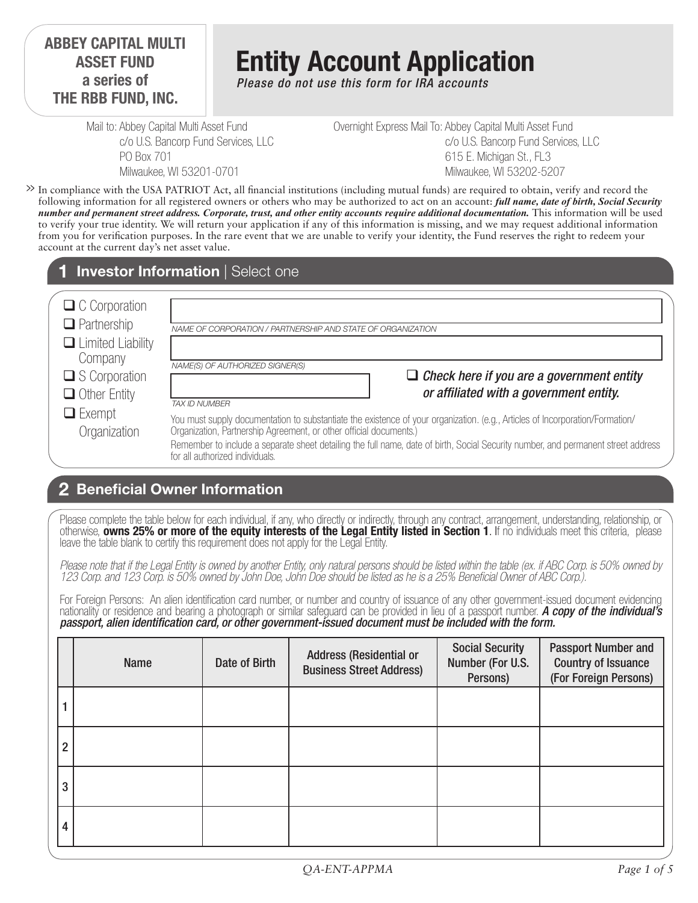**ABBEY CAPITAL MULTI ASSET FUND**
**a series of**
**THE RBB FUND, INC.**

# Entity Account Application

***Please do not use this form for IRA accounts***

Mail to: Abbey Capital Multi Asset Fund
c/o U.S. Bancorp Fund Services, LLC
PO Box 701
Milwaukee, WI 53201-0701

Overnight Express Mail To: Abbey Capital Multi Asset Fund
c/o U.S. Bancorp Fund Services, LLC
615 E. Michigan St., FL3
Milwaukee, WI 53202-5207

>> In compliance with the USA PATRIOT Act, all financial institutions (including mutual funds) are required to obtain, verify and record the following information for all registered owners or others who may be authorized to act on an account: ***full name, date of birth, Social Security number and permanent street address. Corporate, trust, and other entity accounts require additional documentation.*** This information will be used to verify your true identity. We will return your application if any of this information is missing, and we may request additional information from you for verification purposes. In the rare event that we are unable to verify your identity, the Fund reserves the right to redeem your account at the current day's net asset value.

## 1 Investor Information | Select one

- ☐ C Corporation
- ☐ Partnership
- ☐ Limited Liability Company
- ☐ S Corporation
- ☐ Other Entity
- ☐ Exempt Organization

NAME OF CORPORATION / PARTNERSHIP AND STATE OF ORGANIZATION

NAME(S) OF AUTHORIZED SIGNER(S)

TAX ID NUMBER

☐ ***Check here if you are a government entity or affiliated with a government entity.***

You must supply documentation to substantiate the existence of your organization. (e.g., Articles of Incorporation/Formation/Organization, Partnership Agreement, or other official documents.)

Remember to include a separate sheet detailing the full name, date of birth, Social Security number, and permanent street address for all authorized individuals.

## 2 Beneficial Owner Information

Please complete the table below for each individual, if any, who directly or indirectly, through any contract, arrangement, understanding, relationship, or otherwise, **owns 25% or more of the equity interests of the Legal Entity listed in Section 1**. If no individuals meet this criteria, please leave the table blank to certify this requirement does not apply for the Legal Entity.

*Please note that if the Legal Entity is owned by another Entity, only natural persons should be listed within the table (ex. if ABC Corp. is 50% owned by 123 Corp. and 123 Corp. is 50% owned by John Doe, John Doe should be listed as he is a 25% Beneficial Owner of ABC Corp.).*

For Foreign Persons: An alien identification card number, or number and country of issuance of any other government-issued document evidencing nationality or residence and bearing a photograph or similar safeguard can be provided in lieu of a passport number. ***A copy of the individual's passport, alien identification card, or other government-issued document must be included with the form.***

| | Name | Date of Birth | Address (Residential or Business Street Address) | Social Security Number (For U.S. Persons) | Passport Number and Country of Issuance (For Foreign Persons) |
|---|---|---|---|---|---|
| 1 | | | | | |
| 2 | | | | | |
| 3 | | | | | |
| 4 | | | | | |

QA-ENT-APPMA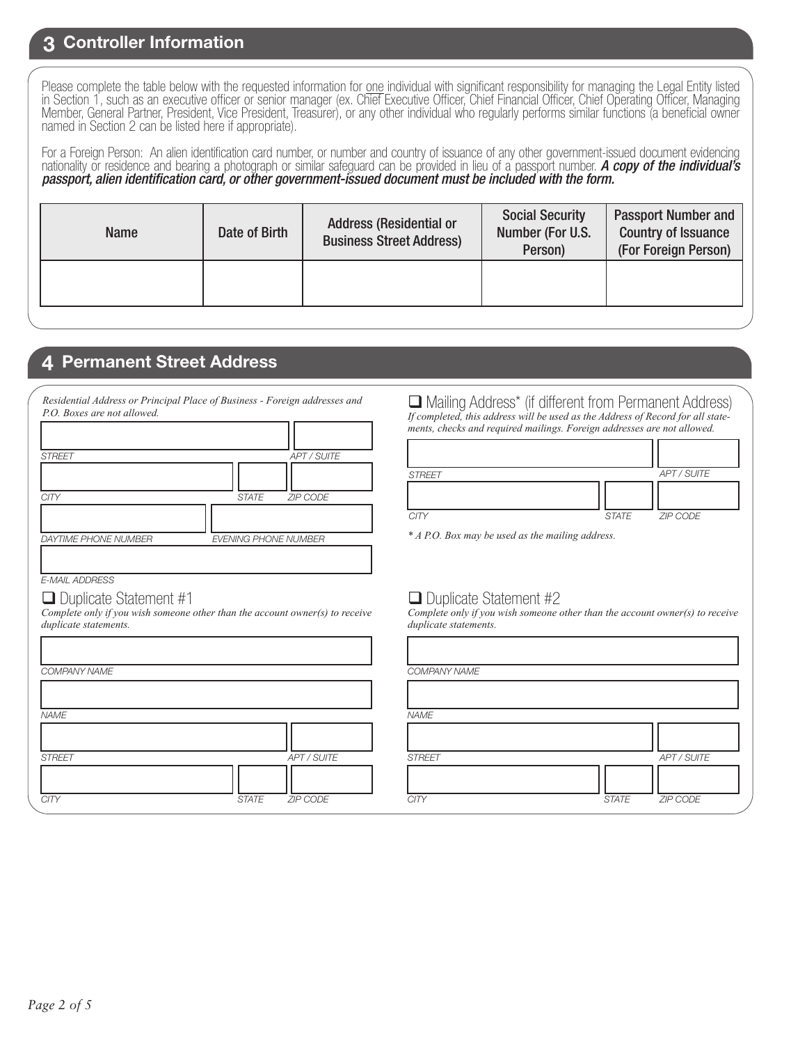## 3 Controller Information

Please complete the table below with the requested information for one individual with significant responsibility for managing the Legal Entity listed in Section 1, such as an executive officer or senior manager (ex. Chief Executive Officer, Chief Financial Officer, Chief Operating Officer, Managing Member, General Partner, President, Vice President, Treasurer), or any other individual who regularly performs similar functions (a beneficial owner named in Section 2 can be listed here if appropriate).

For a Foreign Person: An alien identification card number, or number and country of issuance of any other government-issued document evidencing nationality or residence and bearing a photograph or similar safeguard can be provided in lieu of a passport number. ***A copy of the individual's passport, alien identification card, or other government-issued document must be included with the form.***

| Name | Date of Birth | Address (Residential or Business Street Address) | Social Security Number (For U.S. Person) | Passport Number and Country of Issuance (For Foreign Person) |
|---|---|---|---|---|
| | | | | |

## 4 Permanent Street Address

*Residential Address or Principal Place of Business - Foreign addresses and P.O. Boxes are not allowed.*

STREET | APT / SUITE

CITY | STATE | ZIP CODE

DAYTIME PHONE NUMBER | EVENING PHONE NUMBER

E-MAIL ADDRESS

☐ Mailing Address* (if different from Permanent Address)
*If completed, this address will be used as the Address of Record for all statements, checks and required mailings. Foreign addresses are not allowed.*

STREET | APT / SUITE

CITY | STATE | ZIP CODE

*\* A P.O. Box may be used as the mailing address.*

☐ Duplicate Statement #1
*Complete only if you wish someone other than the account owner(s) to receive duplicate statements.*

COMPANY NAME

NAME

STREET | APT / SUITE

CITY | STATE | ZIP CODE

☐ Duplicate Statement #2
*Complete only if you wish someone other than the account owner(s) to receive duplicate statements.*

COMPANY NAME

NAME

STREET | APT / SUITE

CITY | STATE | ZIP CODE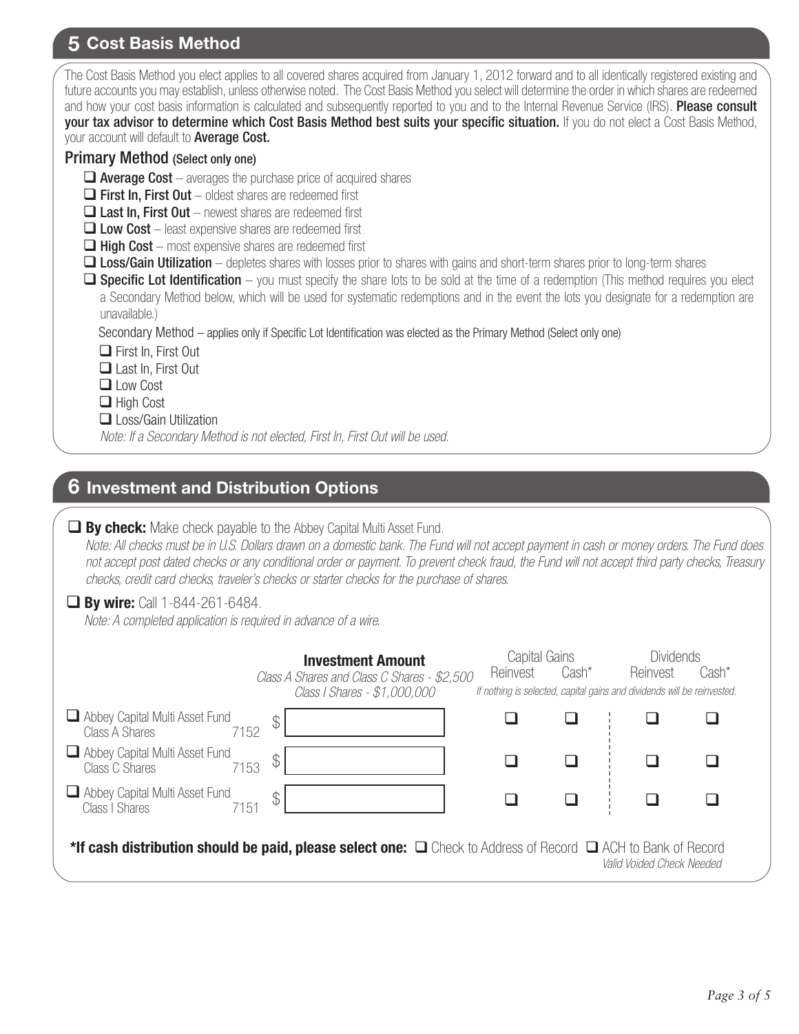## 5 Cost Basis Method

The Cost Basis Method you elect applies to all covered shares acquired from January 1, 2012 forward and to all identically registered existing and future accounts you may establish, unless otherwise noted. The Cost Basis Method you select will determine the order in which shares are redeemed and how your cost basis information is calculated and subsequently reported to you and to the Internal Revenue Service (IRS). **Please consult your tax advisor to determine which Cost Basis Method best suits your specific situation.** If you do not elect a Cost Basis Method, your account will default to **Average Cost.**

### Primary Method (Select only one)

- ☐ **Average Cost** – averages the purchase price of acquired shares
- ☐ **First In, First Out** – oldest shares are redeemed first
- ☐ **Last In, First Out** – newest shares are redeemed first
- ☐ **Low Cost** – least expensive shares are redeemed first
- ☐ **High Cost** – most expensive shares are redeemed first
- ☐ **Loss/Gain Utilization** – depletes shares with losses prior to shares with gains and short-term shares prior to long-term shares
- ☐ **Specific Lot Identification** – you must specify the share lots to be sold at the time of a redemption (This method requires you elect a Secondary Method below, which will be used for systematic redemptions and in the event the lots you designate for a redemption are unavailable.)

Secondary Method – applies only if Specific Lot Identification was elected as the Primary Method (Select only one)

- ☐ First In, First Out
- ☐ Last In, First Out
- ☐ Low Cost
- ☐ High Cost
- ☐ Loss/Gain Utilization

*Note: If a Secondary Method is not elected, First In, First Out will be used.*

## 6 Investment and Distribution Options

☐ **By check:** Make check payable to the Abbey Capital Multi Asset Fund.

*Note: All checks must be in U.S. Dollars drawn on a domestic bank. The Fund will not accept payment in cash or money orders. The Fund does not accept post dated checks or any conditional order or payment. To prevent check fraud, the Fund will not accept third party checks, Treasury checks, credit card checks, traveler's checks or starter checks for the purchase of shares.*

☐ **By wire:** Call 1-844-261-6484.

*Note: A completed application is required in advance of a wire.*

| | **Investment Amount** *Class A Shares and Class C Shares - $2,500; Class I Shares - $1,000,000* | Capital Gains | | Dividends | |
|---|---|---|---|---|---|
| | | Reinvest | Cash* | Reinvest | Cash* |
| ☐ Abbey Capital Multi Asset Fund Class A Shares 7152 | $ | ☐ | ☐ | ☐ | ☐ |
| ☐ Abbey Capital Multi Asset Fund Class C Shares 7153 | $ | ☐ | ☐ | ☐ | ☐ |
| ☐ Abbey Capital Multi Asset Fund Class I Shares 7151 | $ | ☐ | ☐ | ☐ | ☐ |

*If nothing is selected, capital gains and dividends will be reinvested.*

**\*If cash distribution should be paid, please select one:** ☐ Check to Address of Record ☐ ACH to Bank of Record *Valid Voided Check Needed*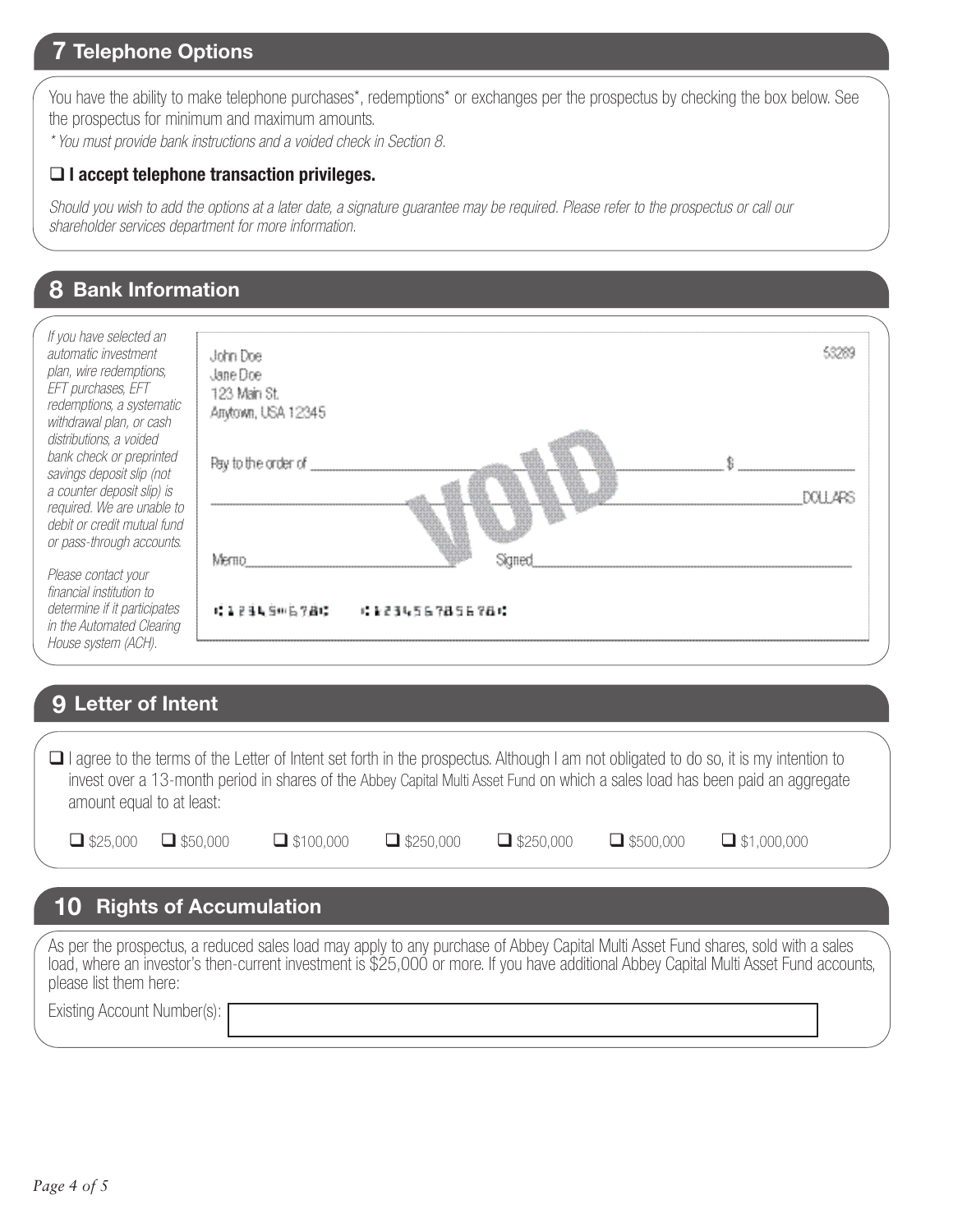## 7 Telephone Options

You have the ability to make telephone purchases*, redemptions* or exchanges per the prospectus by checking the box below. See the prospectus for minimum and maximum amounts.

*\* You must provide bank instructions and a voided check in Section 8.*

☐ **I accept telephone transaction privileges.**

*Should you wish to add the options at a later date, a signature guarantee may be required. Please refer to the prospectus or call our shareholder services department for more information.*

## 8 Bank Information

*If you have selected an automatic investment plan, wire redemptions, EFT purchases, EFT redemptions, a systematic withdrawal plan, or cash distributions, a voided bank check or preprinted savings deposit slip (not a counter deposit slip) is required. We are unable to debit or credit mutual fund or pass-through accounts.*

*Please contact your financial institution to determine if it participates in the Automated Clearing House system (ACH).*

John Doe
Jane Doe
123 Main St.
Anytown, USA 12345

53289

Pay to the order of ______________________ $ __________

______________________ DOLLARS

Memo______________ Signed______________

VOID

## 9 Letter of Intent

☐ I agree to the terms of the Letter of Intent set forth in the prospectus. Although I am not obligated to do so, it is my intention to invest over a 13-month period in shares of the Abbey Capital Multi Asset Fund on which a sales load has been paid an aggregate amount equal to at least:

☐ $25,000 ☐ $50,000 ☐ $100,000 ☐ $250,000 ☐ $250,000 ☐ $500,000 ☐ $1,000,000

## 10 Rights of Accumulation

As per the prospectus, a reduced sales load may apply to any purchase of Abbey Capital Multi Asset Fund shares, sold with a sales load, where an investor's then-current investment is $25,000 or more. If you have additional Abbey Capital Multi Asset Fund accounts, please list them here:

Existing Account Number(s): ______________________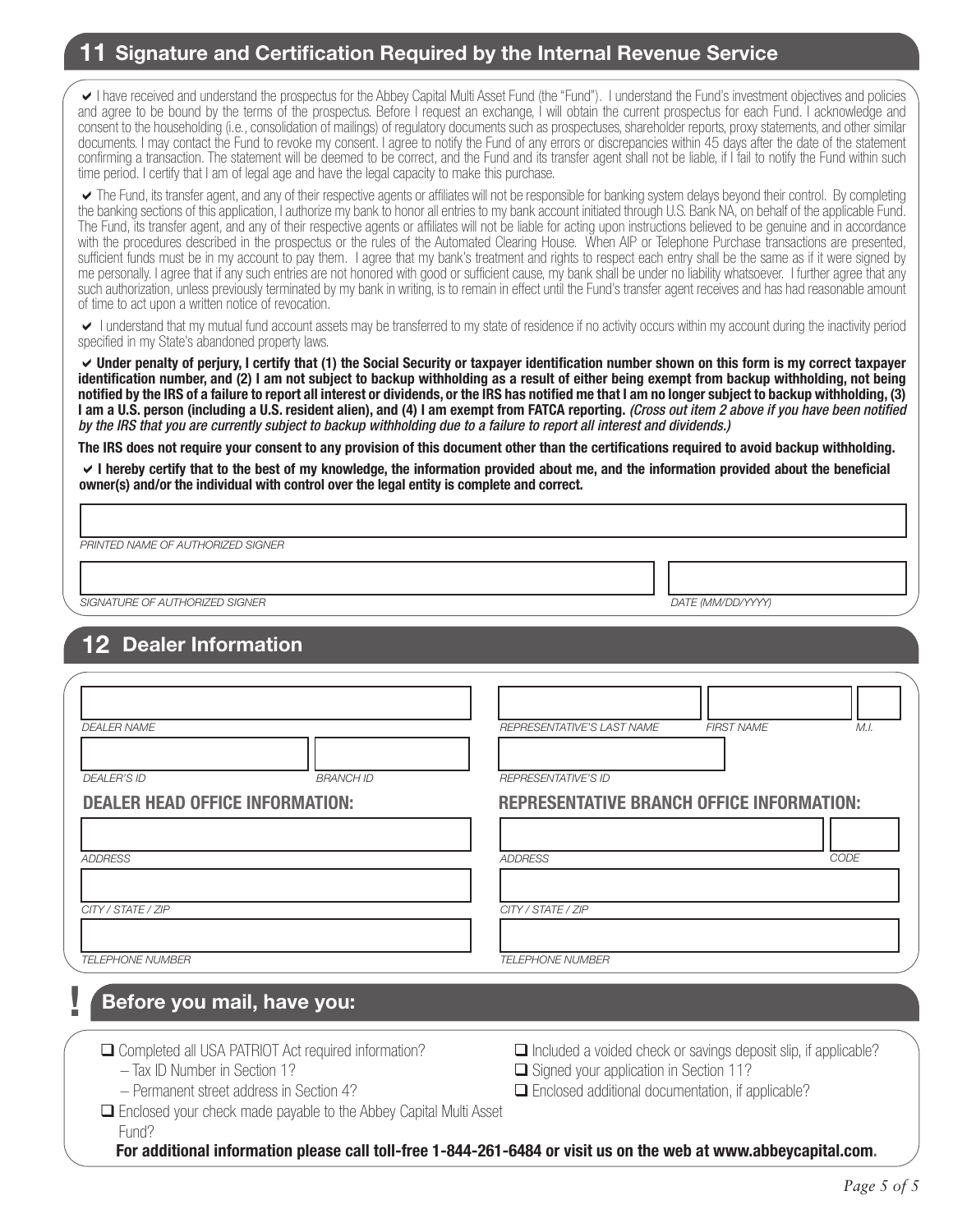## 11 Signature and Certification Required by the Internal Revenue Service

✔ I have received and understand the prospectus for the Abbey Capital Multi Asset Fund (the "Fund"). I understand the Fund's investment objectives and policies and agree to be bound by the terms of the prospectus. Before I request an exchange, I will obtain the current prospectus for each Fund. I acknowledge and consent to the householding (i.e., consolidation of mailings) of regulatory documents such as prospectuses, shareholder reports, proxy statements, and other similar documents. I may contact the Fund to revoke my consent. I agree to notify the Fund of any errors or discrepancies within 45 days after the date of the statement confirming a transaction. The statement will be deemed to be correct, and the Fund and its transfer agent shall not be liable, if I fail to notify the Fund within such time period. I certify that I am of legal age and have the legal capacity to make this purchase.

✔ The Fund, its transfer agent, and any of their respective agents or affiliates will not be responsible for banking system delays beyond their control. By completing the banking sections of this application, I authorize my bank to honor all entries to my bank account initiated through U.S. Bank NA, on behalf of the applicable Fund. The Fund, its transfer agent, and any of their respective agents or affiliates will not be liable for acting upon instructions believed to be genuine and in accordance with the procedures described in the prospectus or the rules of the Automated Clearing House. When AIP or Telephone Purchase transactions are presented, sufficient funds must be in my account to pay them. I agree that my bank's treatment and rights to respect each entry shall be the same as if it were signed by me personally. I agree that if any such entries are not honored with good or sufficient cause, my bank shall be under no liability whatsoever. I further agree that any such authorization, unless previously terminated by my bank in writing, is to remain in effect until the Fund's transfer agent receives and has had reasonable amount of time to act upon a written notice of revocation.

✔ I understand that my mutual fund account assets may be transferred to my state of residence if no activity occurs within my account during the inactivity period specified in my State's abandoned property laws.

✔ **Under penalty of perjury, I certify that (1) the Social Security or taxpayer identification number shown on this form is my correct taxpayer identification number, and (2) I am not subject to backup withholding as a result of either being exempt from backup withholding, not being notified by the IRS of a failure to report all interest or dividends, or the IRS has notified me that I am no longer subject to backup withholding, (3) I am a U.S. person (including a U.S. resident alien), and (4) I am exempt from FATCA reporting.** *(Cross out item 2 above if you have been notified by the IRS that you are currently subject to backup withholding due to a failure to report all interest and dividends.)*

**The IRS does not require your consent to any provision of this document other than the certifications required to avoid backup withholding.**

✔ **I hereby certify that to the best of my knowledge, the information provided about me, and the information provided about the beneficial owner(s) and/or the individual with control over the legal entity is complete and correct.**

*PRINTED NAME OF AUTHORIZED SIGNER*

*SIGNATURE OF AUTHORIZED SIGNER*

*DATE (MM/DD/YYYY)*

## 12 Dealer Information

*DEALER NAME*

*REPRESENTATIVE'S LAST NAME* *FIRST NAME* *M.I.*

*DEALER'S ID* *BRANCH ID*

*REPRESENTATIVE'S ID*

### DEALER HEAD OFFICE INFORMATION:

*ADDRESS*

*CITY / STATE / ZIP*

*TELEPHONE NUMBER*

### REPRESENTATIVE BRANCH OFFICE INFORMATION:

*ADDRESS* *CODE*

*CITY / STATE / ZIP*

*TELEPHONE NUMBER*

## ! Before you mail, have you:

- ❑ Completed all USA PATRIOT Act required information?
  - Tax ID Number in Section 1?
  - Permanent street address in Section 4?
- ❑ Enclosed your check made payable to the Abbey Capital Multi Asset Fund?
- ❑ Included a voided check or savings deposit slip, if applicable?
- ❑ Signed your application in Section 11?
- ❑ Enclosed additional documentation, if applicable?

**For additional information please call toll-free 1-844-261-6484 or visit us on the web at www.abbeycapital.com.**